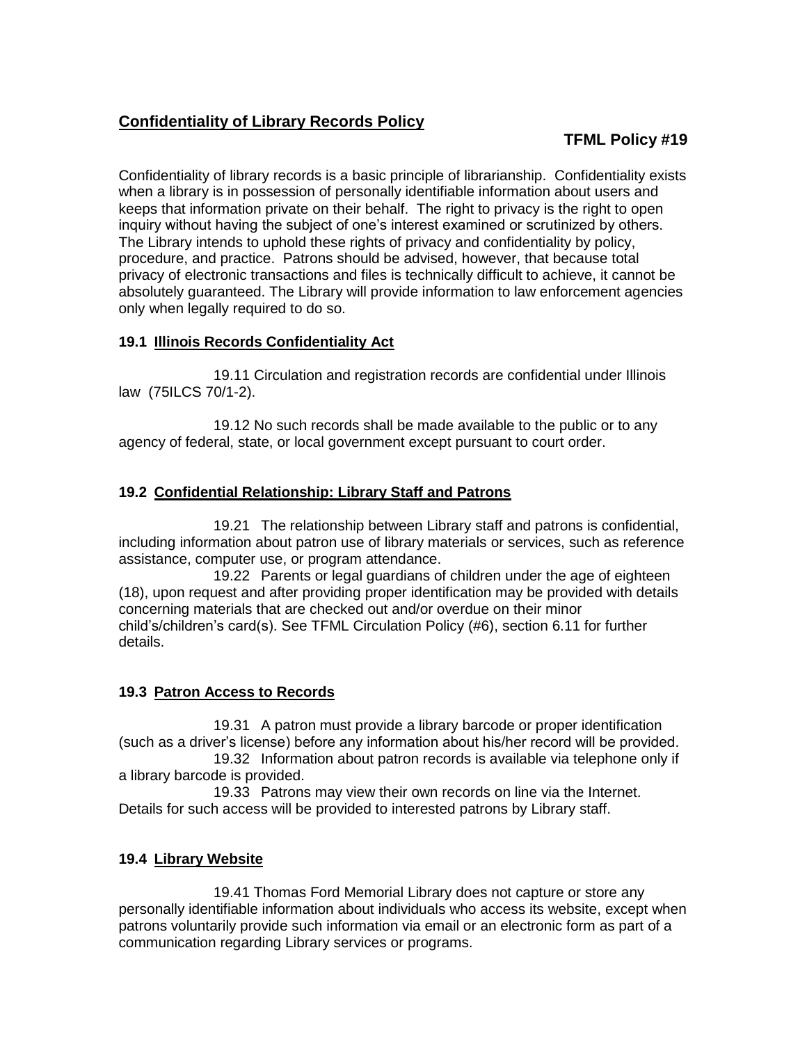## Confidentiality of Library Records Policy

**TFML Policy #19**

Confidentiality of library records is a basic principle of librarianship. Confidentiality exists when a library is in possession of personally identifiable information about users and keeps that information private on their behalf. The right to privacy is the right to open inquiry without having the subject of one's interest examined or scrutinized by others. The Library intends to uphold these rights of privacy and confidentiality by policy, procedure, and practice. Patrons should be advised, however, that because total privacy of electronic transactions and files is technically difficult to achieve, it cannot be absolutely guaranteed. The Library will provide information to law enforcement agencies only when legally required to do so.

### 19.1 Illinois Records Confidentiality Act

19.11 Circulation and registration records are confidential under Illinois law (75ILCS 70/1-2).

19.12 No such records shall be made available to the public or to any agency of federal, state, or local government except pursuant to court order.

### 19.2 Confidential Relationship: Library Staff and Patrons

19.21 The relationship between Library staff and patrons is confidential, including information about patron use of library materials or services, such as reference assistance, computer use, or program attendance.

19.22 Parents or legal guardians of children under the age of eighteen (18), upon request and after providing proper identification may be provided with details concerning materials that are checked out and/or overdue on their minor child's/children's card(s). See TFML Circulation Policy (#6), section 6.11 for further details.

### 19.3 Patron Access to Records

19.31 A patron must provide a library barcode or proper identification (such as a driver's license) before any information about his/her record will be provided.

19.32 Information about patron records is available via telephone only if a library barcode is provided.

19.33 Patrons may view their own records on line via the Internet. Details for such access will be provided to interested patrons by Library staff.

### 19.4 Library Website

19.41 Thomas Ford Memorial Library does not capture or store any personally identifiable information about individuals who access its website, except when patrons voluntarily provide such information via email or an electronic form as part of a communication regarding Library services or programs.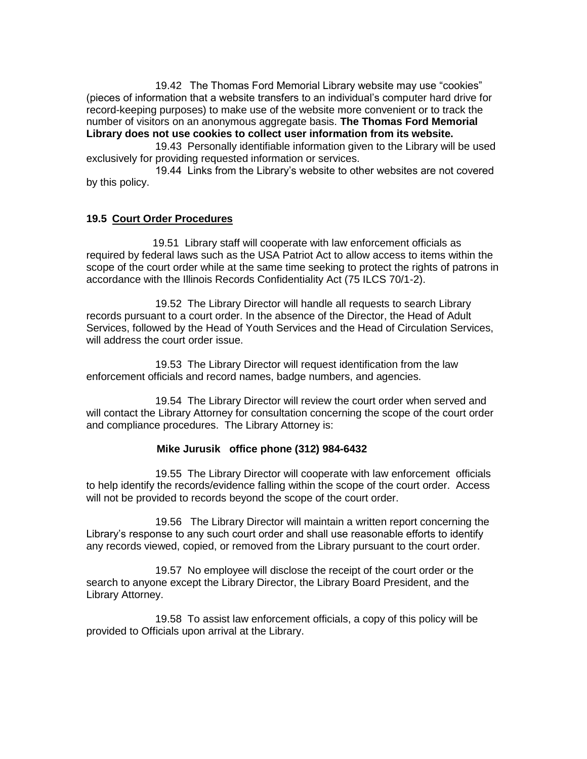19.42 The Thomas Ford Memorial Library website may use "cookies" (pieces of information that a website transfers to an individual's computer hard drive for record-keeping purposes) to make use of the website more convenient or to track the number of visitors on an anonymous aggregate basis. **The Thomas Ford Memorial Library does not use cookies to collect user information from its website.**

19.43 Personally identifiable information given to the Library will be used exclusively for providing requested information or services.

19.44 Links from the Library's website to other websites are not covered by this policy.

**19.5 Court Order Procedures**

19.51 Library staff will cooperate with law enforcement officials as required by federal laws such as the USA Patriot Act to allow access to items within the scope of the court order while at the same time seeking to protect the rights of patrons in accordance with the Illinois Records Confidentiality Act (75 ILCS 70/1-2).

19.52 The Library Director will handle all requests to search Library records pursuant to a court order. In the absence of the Director, the Head of Adult Services, followed by the Head of Youth Services and the Head of Circulation Services, will address the court order issue.

19.53 The Library Director will request identification from the law enforcement officials and record names, badge numbers, and agencies.

19.54 The Library Director will review the court order when served and will contact the Library Attorney for consultation concerning the scope of the court order and compliance procedures. The Library Attorney is:

**Mike Jurusik office phone (312) 984-6432**

19.55 The Library Director will cooperate with law enforcement officials to help identify the records/evidence falling within the scope of the court order. Access will not be provided to records beyond the scope of the court order.

19.56 The Library Director will maintain a written report concerning the Library's response to any such court order and shall use reasonable efforts to identify any records viewed, copied, or removed from the Library pursuant to the court order.

19.57 No employee will disclose the receipt of the court order or the search to anyone except the Library Director, the Library Board President, and the Library Attorney.

19.58 To assist law enforcement officials, a copy of this policy will be provided to Officials upon arrival at the Library.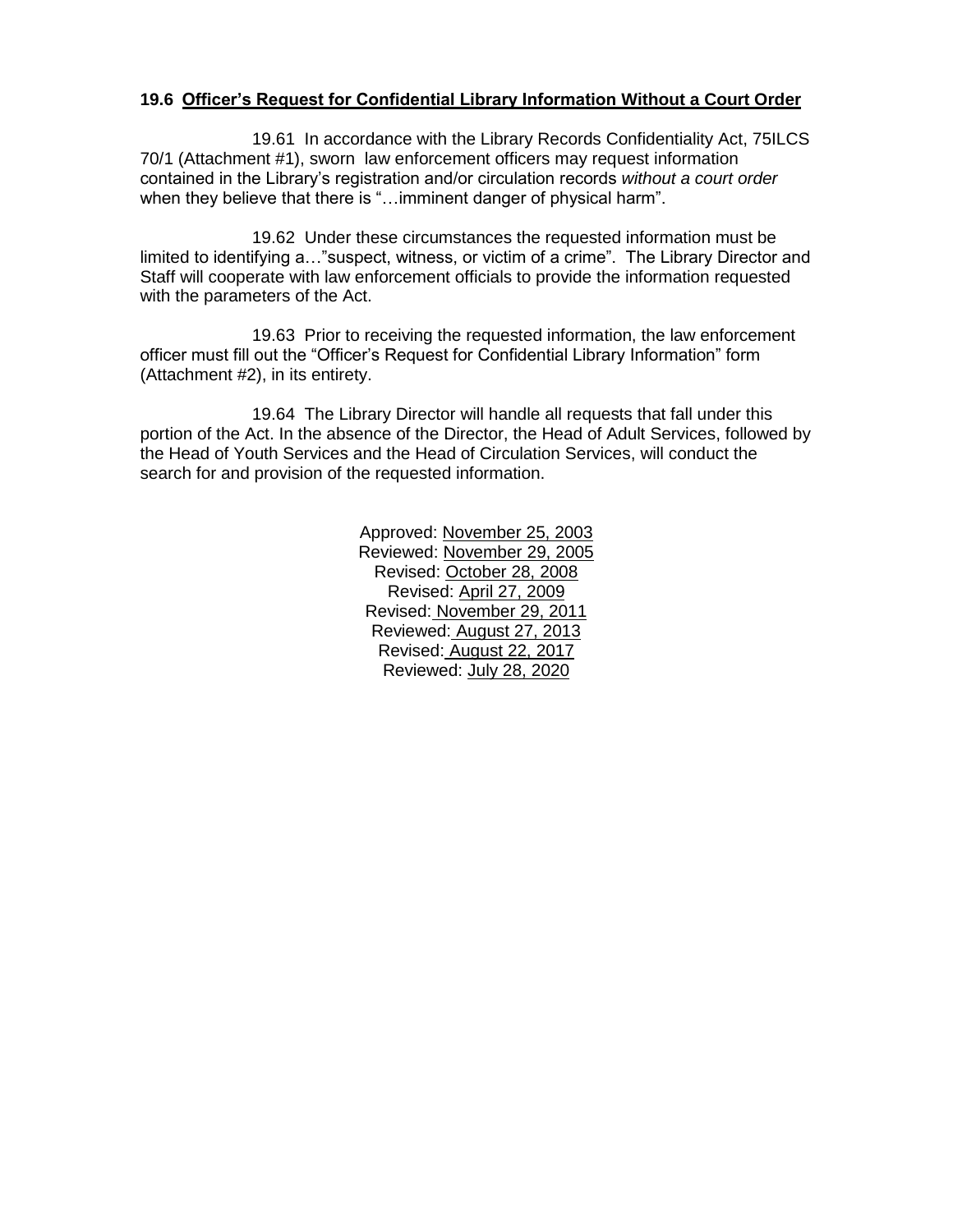### 19.6 Officer's Request for Confidential Library Information Without a Court Order

19.61 In accordance with the Library Records Confidentiality Act, 75ILCS 70/1 (Attachment #1), sworn law enforcement officers may request information contained in the Library's registration and/or circulation records *without a court order* when they believe that there is "…imminent danger of physical harm".

19.62 Under these circumstances the requested information must be limited to identifying a…"suspect, witness, or victim of a crime". The Library Director and Staff will cooperate with law enforcement officials to provide the information requested with the parameters of the Act.

19.63 Prior to receiving the requested information, the law enforcement officer must fill out the "Officer's Request for Confidential Library Information" form (Attachment #2), in its entirety.

19.64 The Library Director will handle all requests that fall under this portion of the Act. In the absence of the Director, the Head of Adult Services, followed by the Head of Youth Services and the Head of Circulation Services, will conduct the search for and provision of the requested information.

Approved: November 25, 2003
Reviewed: November 29, 2005
Revised: October 28, 2008
Revised: April 27, 2009
Revised: November 29, 2011
Reviewed: August 27, 2013
Revised: August 22, 2017
Reviewed: July 28, 2020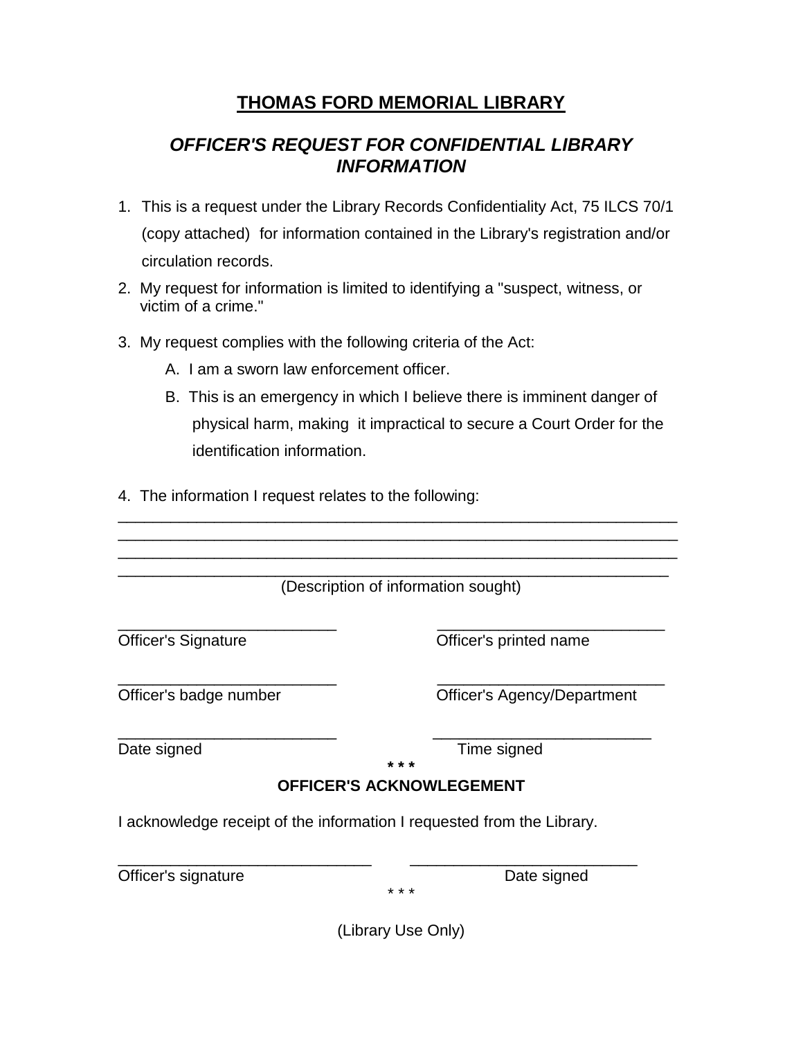# THOMAS FORD MEMORIAL LIBRARY

## *OFFICER'S REQUEST FOR CONFIDENTIAL LIBRARY INFORMATION*

1. This is a request under the Library Records Confidentiality Act, 75 ILCS 70/1 (copy attached) for information contained in the Library's registration and/or circulation records.
2. My request for information is limited to identifying a "suspect, witness, or victim of a crime."
3. My request complies with the following criteria of the Act:
   - A. I am a sworn law enforcement officer.
   - B. This is an emergency in which I believe there is imminent danger of physical harm, making it impractical to secure a Court Order for the identification information.
4. The information I request relates to the following:

_________________________________________________________________
_________________________________________________________________
_________________________________________________________________
_________________________________________________________________

(Description of information sought)

_________________________ Officer's Signature

_________________________ Officer's printed name

_________________________ Officer's badge number

_________________________ Officer's Agency/Department

_________________________ Date signed

_________________________ Time signed

* * *

**OFFICER'S ACKNOWLEGEMENT**

I acknowledge receipt of the information I requested from the Library.

_____________________________ Officer's signature

_________________________ Date signed

* * *

(Library Use Only)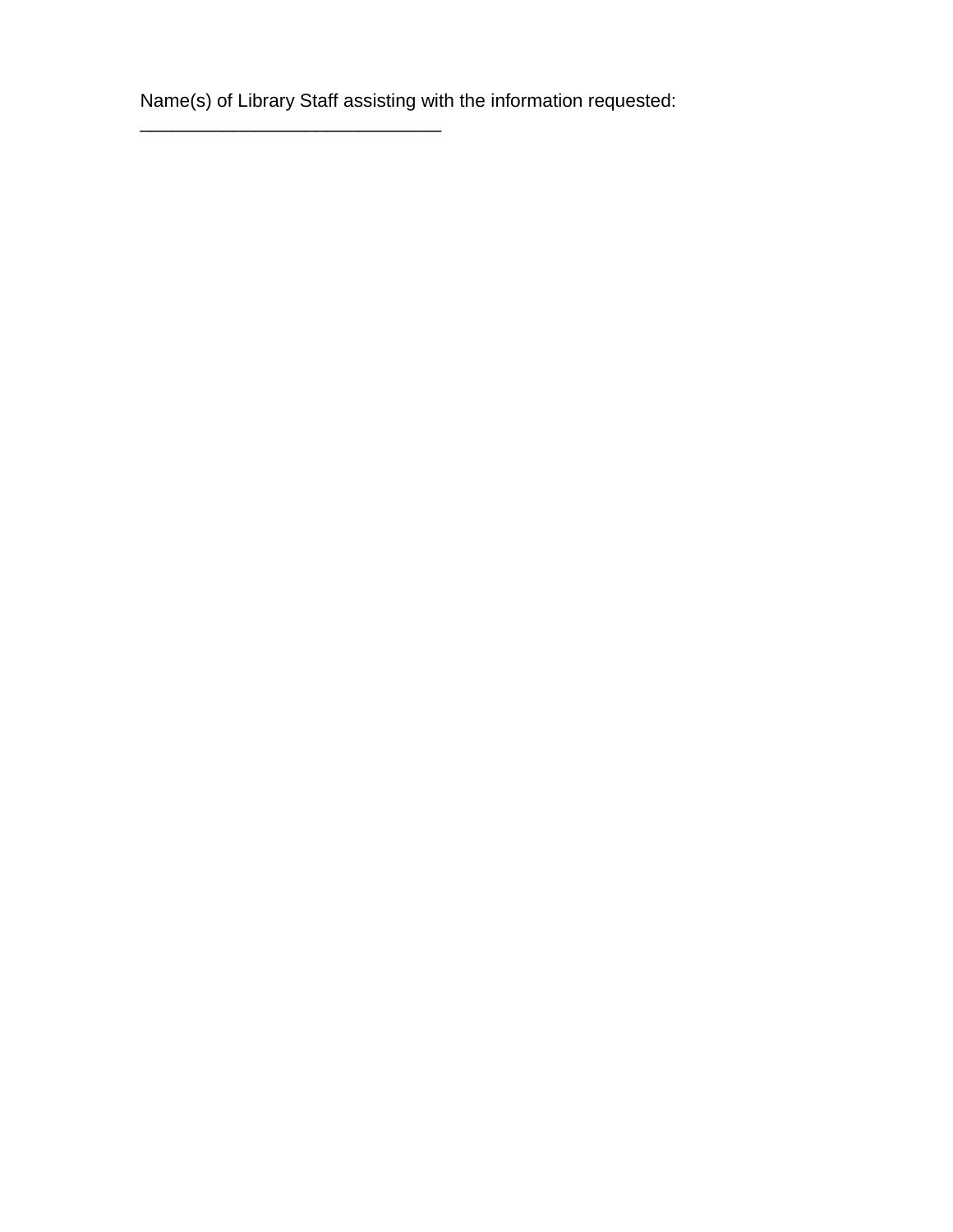Name(s) of Library Staff assisting with the information requested: ______________________________